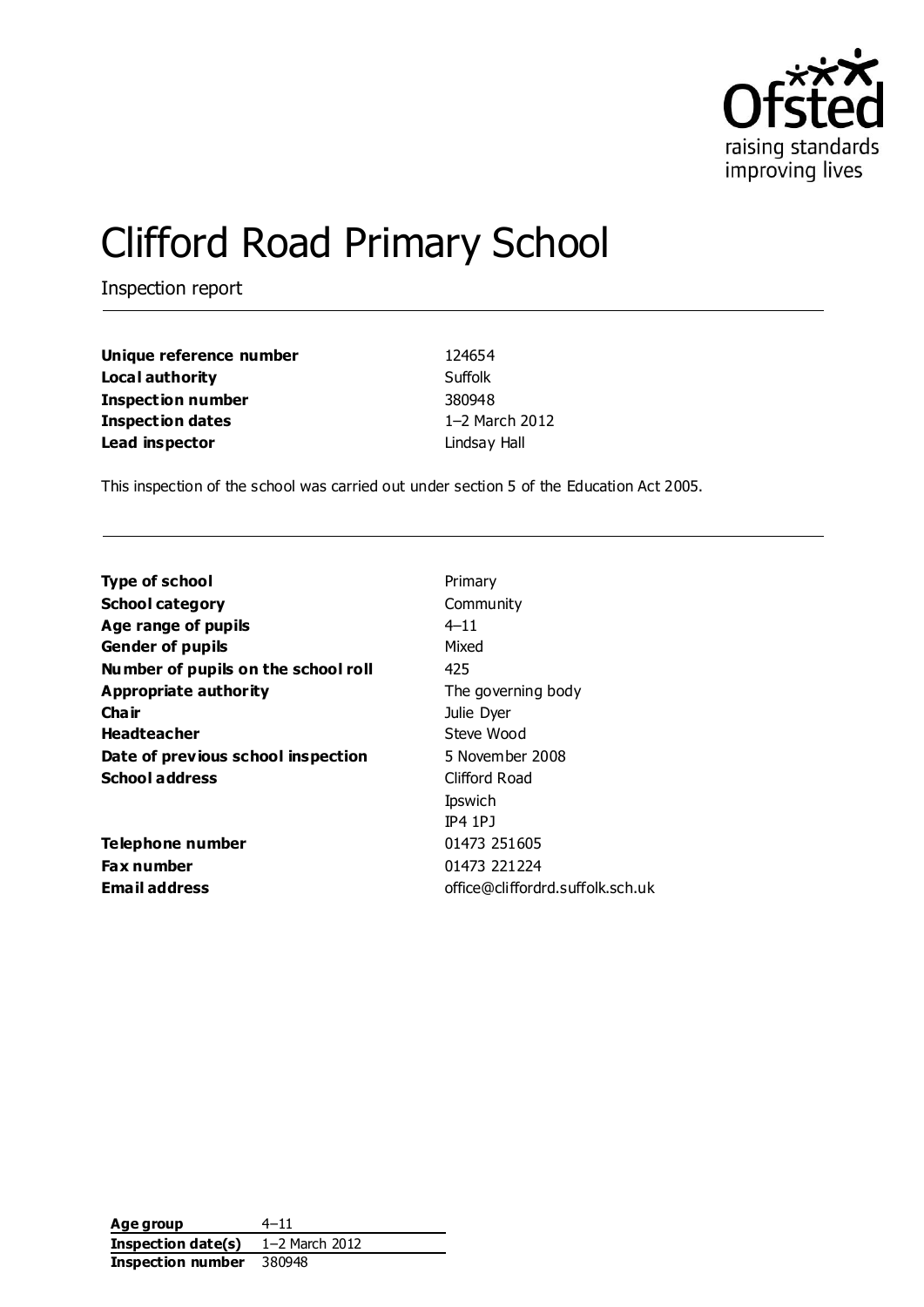# Clifford Road Primary School

Inspection report

| | |
|---|---|
| **Unique reference number** | 124654 |
| **Local authority** | Suffolk |
| **Inspection number** | 380948 |
| **Inspection dates** | 1–2 March 2012 |
| **Lead inspector** | Lindsay Hall |

This inspection of the school was carried out under section 5 of the Education Act 2005.

| | |
|---|---|
| **Type of school** | Primary |
| **School category** | Community |
| **Age range of pupils** | 4–11 |
| **Gender of pupils** | Mixed |
| **Number of pupils on the school roll** | 425 |
| **Appropriate authority** | The governing body |
| **Chair** | Julie Dyer |
| **Headteacher** | Steve Wood |
| **Date of previous school inspection** | 5 November 2008 |
| **School address** | Clifford Road<br>Ipswich<br>IP4 1PJ |
| **Telephone number** | 01473 251605 |
| **Fax number** | 01473 221224 |
| **Email address** | office@cliffordrd.suffolk.sch.uk |

| | |
|---|---|
| **Age group** | 4–11 |
| **Inspection date(s)** | 1–2 March 2012 |
| **Inspection number** | 380948 |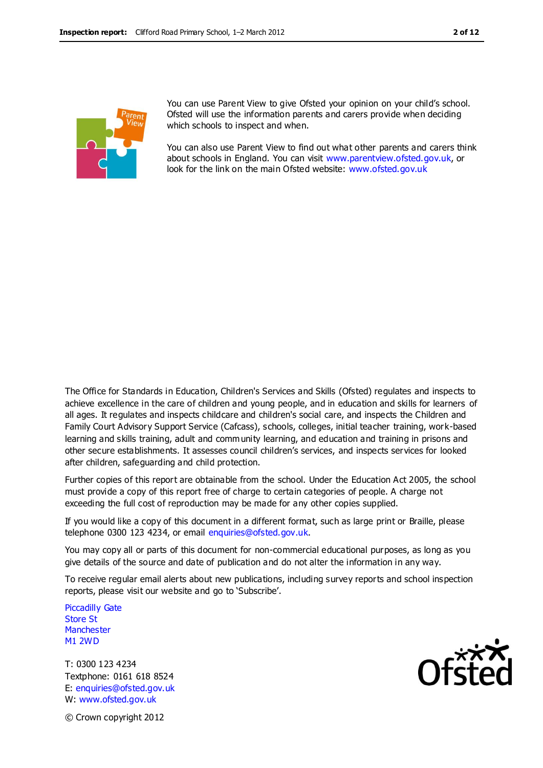You can use Parent View to give Ofsted your opinion on your child's school. Ofsted will use the information parents and carers provide when deciding which schools to inspect and when.

You can also use Parent View to find out what other parents and carers think about schools in England. You can visit www.parentview.ofsted.gov.uk, or look for the link on the main Ofsted website: www.ofsted.gov.uk

The Office for Standards in Education, Children's Services and Skills (Ofsted) regulates and inspects to achieve excellence in the care of children and young people, and in education and skills for learners of all ages. It regulates and inspects childcare and children's social care, and inspects the Children and Family Court Advisory Support Service (Cafcass), schools, colleges, initial teacher training, work-based learning and skills training, adult and community learning, and education and training in prisons and other secure establishments. It assesses council children's services, and inspects services for looked after children, safeguarding and child protection.

Further copies of this report are obtainable from the school. Under the Education Act 2005, the school must provide a copy of this report free of charge to certain categories of people. A charge not exceeding the full cost of reproduction may be made for any other copies supplied.

If you would like a copy of this document in a different format, such as large print or Braille, please telephone 0300 123 4234, or email enquiries@ofsted.gov.uk.

You may copy all or parts of this document for non-commercial educational purposes, as long as you give details of the source and date of publication and do not alter the information in any way.

To receive regular email alerts about new publications, including survey reports and school inspection reports, please visit our website and go to 'Subscribe'.

Piccadilly Gate
Store St
Manchester
M1 2WD

T: 0300 123 4234
Textphone: 0161 618 8524
E: enquiries@ofsted.gov.uk
W: www.ofsted.gov.uk

© Crown copyright 2012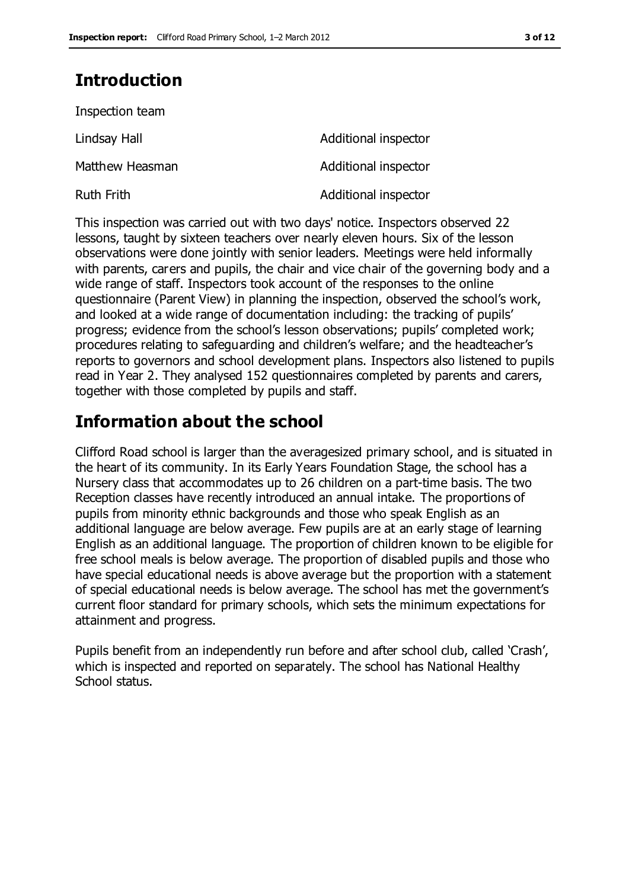## Introduction

Inspection team

| | |
|---|---|
| Lindsay Hall | Additional inspector |
| Matthew Heasman | Additional inspector |
| Ruth Frith | Additional inspector |

This inspection was carried out with two days' notice. Inspectors observed 22 lessons, taught by sixteen teachers over nearly eleven hours. Six of the lesson observations were done jointly with senior leaders. Meetings were held informally with parents, carers and pupils, the chair and vice chair of the governing body and a wide range of staff. Inspectors took account of the responses to the online questionnaire (Parent View) in planning the inspection, observed the school's work, and looked at a wide range of documentation including: the tracking of pupils' progress; evidence from the school's lesson observations; pupils' completed work; procedures relating to safeguarding and children's welfare; and the headteacher's reports to governors and school development plans. Inspectors also listened to pupils read in Year 2. They analysed 152 questionnaires completed by parents and carers, together with those completed by pupils and staff.

## Information about the school

Clifford Road school is larger than the averagesized primary school, and is situated in the heart of its community. In its Early Years Foundation Stage, the school has a Nursery class that accommodates up to 26 children on a part-time basis. The two Reception classes have recently introduced an annual intake. The proportions of pupils from minority ethnic backgrounds and those who speak English as an additional language are below average. Few pupils are at an early stage of learning English as an additional language. The proportion of children known to be eligible for free school meals is below average. The proportion of disabled pupils and those who have special educational needs is above average but the proportion with a statement of special educational needs is below average. The school has met the government's current floor standard for primary schools, which sets the minimum expectations for attainment and progress.

Pupils benefit from an independently run before and after school club, called 'Crash', which is inspected and reported on separately. The school has National Healthy School status.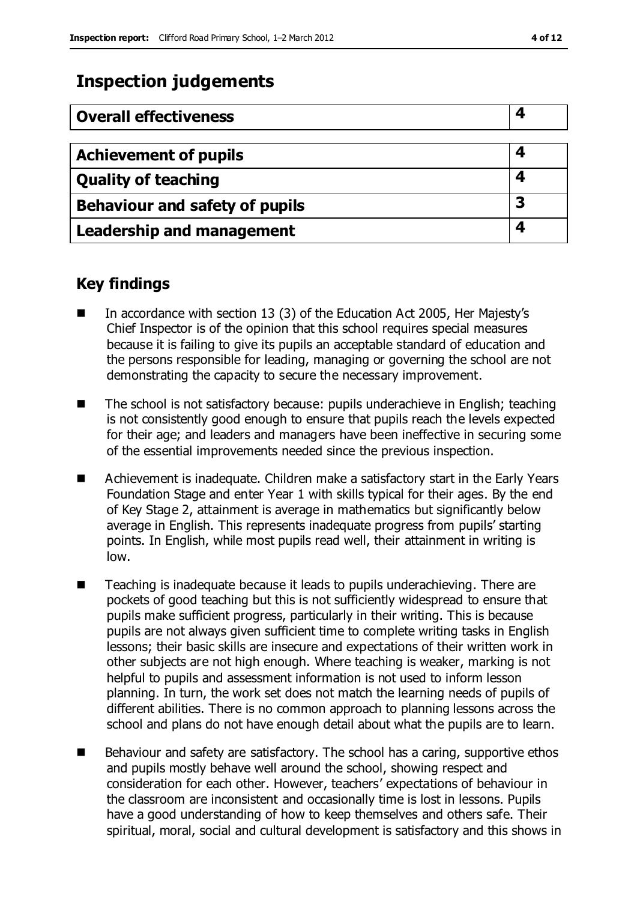# Inspection judgements

| Overall effectiveness | 4 |
|---|---|

| Achievement of pupils | 4 |
|---|---|
| Quality of teaching | 4 |
| Behaviour and safety of pupils | 3 |
| Leadership and management | 4 |

## Key findings

- In accordance with section 13 (3) of the Education Act 2005, Her Majesty's Chief Inspector is of the opinion that this school requires special measures because it is failing to give its pupils an acceptable standard of education and the persons responsible for leading, managing or governing the school are not demonstrating the capacity to secure the necessary improvement.
- The school is not satisfactory because: pupils underachieve in English; teaching is not consistently good enough to ensure that pupils reach the levels expected for their age; and leaders and managers have been ineffective in securing some of the essential improvements needed since the previous inspection.
- Achievement is inadequate. Children make a satisfactory start in the Early Years Foundation Stage and enter Year 1 with skills typical for their ages. By the end of Key Stage 2, attainment is average in mathematics but significantly below average in English. This represents inadequate progress from pupils' starting points. In English, while most pupils read well, their attainment in writing is low.
- Teaching is inadequate because it leads to pupils underachieving. There are pockets of good teaching but this is not sufficiently widespread to ensure that pupils make sufficient progress, particularly in their writing. This is because pupils are not always given sufficient time to complete writing tasks in English lessons; their basic skills are insecure and expectations of their written work in other subjects are not high enough. Where teaching is weaker, marking is not helpful to pupils and assessment information is not used to inform lesson planning. In turn, the work set does not match the learning needs of pupils of different abilities. There is no common approach to planning lessons across the school and plans do not have enough detail about what the pupils are to learn.
- Behaviour and safety are satisfactory. The school has a caring, supportive ethos and pupils mostly behave well around the school, showing respect and consideration for each other. However, teachers' expectations of behaviour in the classroom are inconsistent and occasionally time is lost in lessons. Pupils have a good understanding of how to keep themselves and others safe. Their spiritual, moral, social and cultural development is satisfactory and this shows in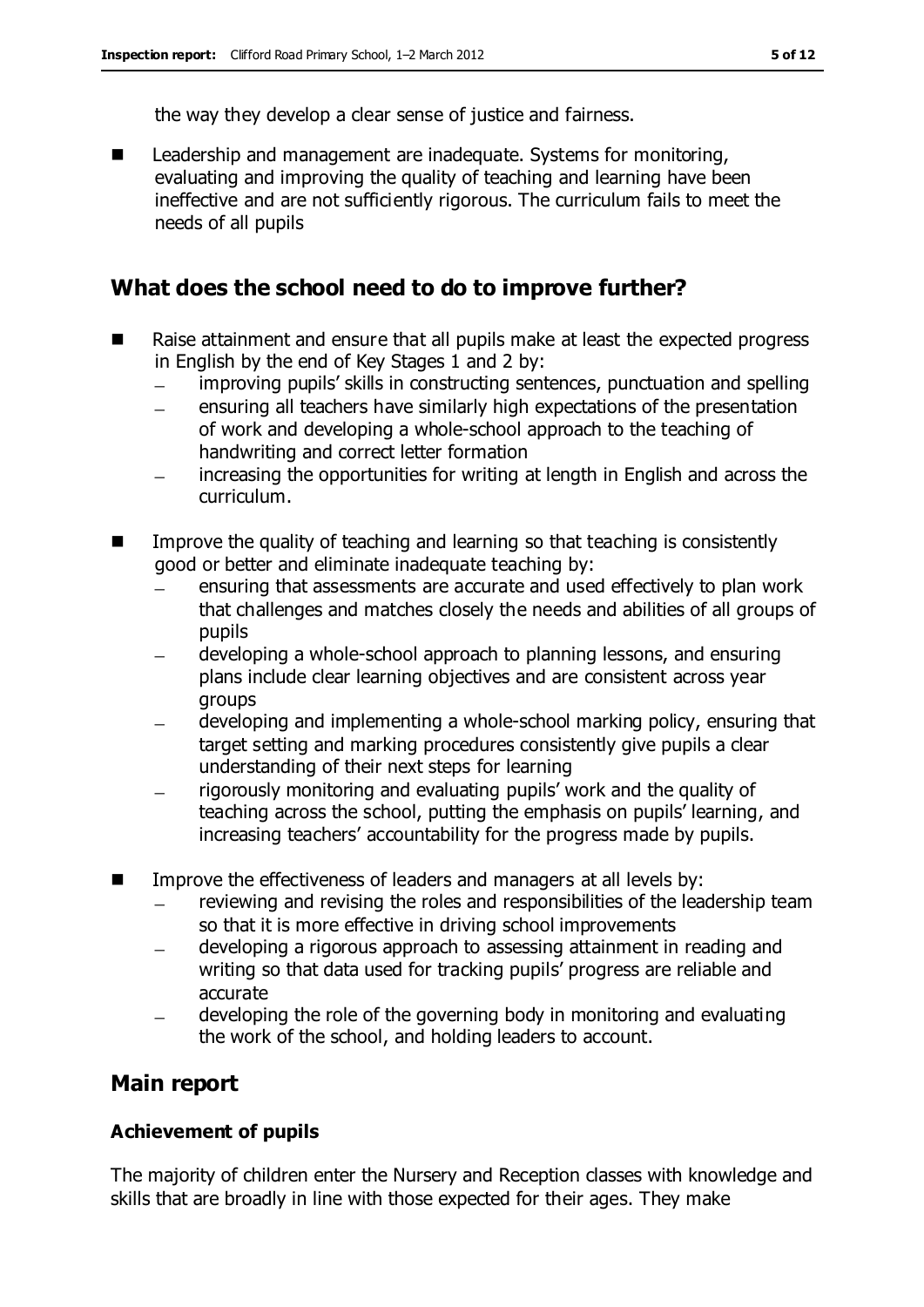the way they develop a clear sense of justice and fairness.

- Leadership and management are inadequate. Systems for monitoring, evaluating and improving the quality of teaching and learning have been ineffective and are not sufficiently rigorous. The curriculum fails to meet the needs of all pupils

## What does the school need to do to improve further?

- Raise attainment and ensure that all pupils make at least the expected progress in English by the end of Key Stages 1 and 2 by:
  - improving pupils' skills in constructing sentences, punctuation and spelling
  - ensuring all teachers have similarly high expectations of the presentation of work and developing a whole-school approach to the teaching of handwriting and correct letter formation
  - increasing the opportunities for writing at length in English and across the curriculum.
- Improve the quality of teaching and learning so that teaching is consistently good or better and eliminate inadequate teaching by:
  - ensuring that assessments are accurate and used effectively to plan work that challenges and matches closely the needs and abilities of all groups of pupils
  - developing a whole-school approach to planning lessons, and ensuring plans include clear learning objectives and are consistent across year groups
  - developing and implementing a whole-school marking policy, ensuring that target setting and marking procedures consistently give pupils a clear understanding of their next steps for learning
  - rigorously monitoring and evaluating pupils' work and the quality of teaching across the school, putting the emphasis on pupils' learning, and increasing teachers' accountability for the progress made by pupils.
- Improve the effectiveness of leaders and managers at all levels by:
  - reviewing and revising the roles and responsibilities of the leadership team so that it is more effective in driving school improvements
  - developing a rigorous approach to assessing attainment in reading and writing so that data used for tracking pupils' progress are reliable and accurate
  - developing the role of the governing body in monitoring and evaluating the work of the school, and holding leaders to account.

## Main report

### Achievement of pupils

The majority of children enter the Nursery and Reception classes with knowledge and skills that are broadly in line with those expected for their ages. They make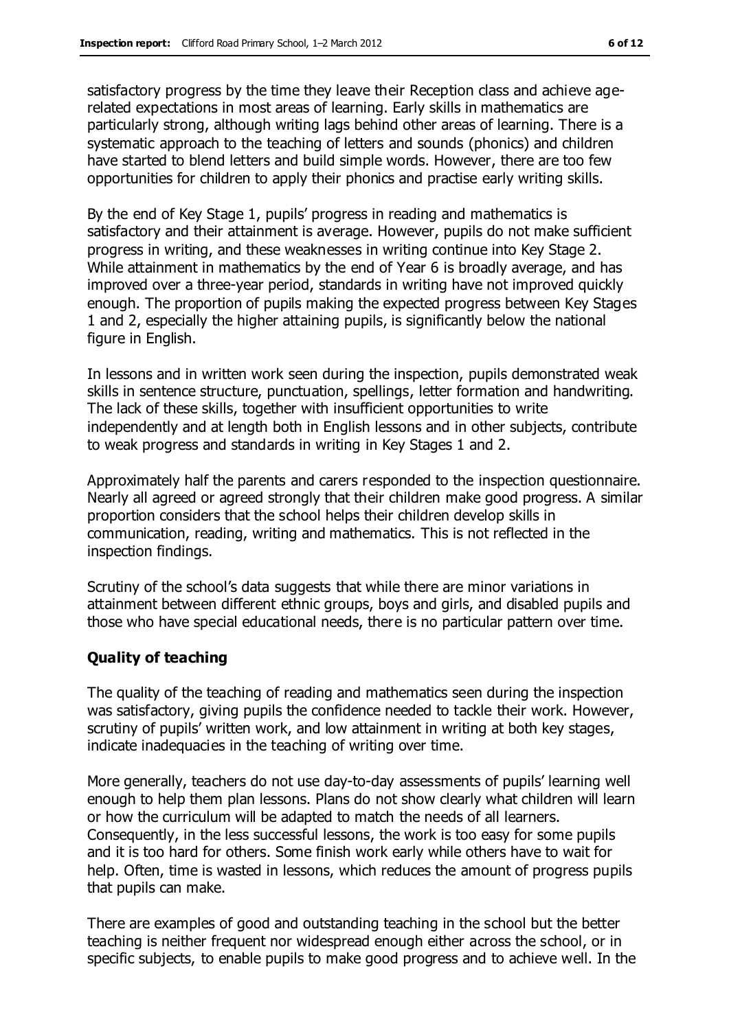satisfactory progress by the time they leave their Reception class and achieve age-related expectations in most areas of learning. Early skills in mathematics are particularly strong, although writing lags behind other areas of learning. There is a systematic approach to the teaching of letters and sounds (phonics) and children have started to blend letters and build simple words. However, there are too few opportunities for children to apply their phonics and practise early writing skills.

By the end of Key Stage 1, pupils' progress in reading and mathematics is satisfactory and their attainment is average. However, pupils do not make sufficient progress in writing, and these weaknesses in writing continue into Key Stage 2. While attainment in mathematics by the end of Year 6 is broadly average, and has improved over a three-year period, standards in writing have not improved quickly enough. The proportion of pupils making the expected progress between Key Stages 1 and 2, especially the higher attaining pupils, is significantly below the national figure in English.

In lessons and in written work seen during the inspection, pupils demonstrated weak skills in sentence structure, punctuation, spellings, letter formation and handwriting. The lack of these skills, together with insufficient opportunities to write independently and at length both in English lessons and in other subjects, contribute to weak progress and standards in writing in Key Stages 1 and 2.

Approximately half the parents and carers responded to the inspection questionnaire. Nearly all agreed or agreed strongly that their children make good progress. A similar proportion considers that the school helps their children develop skills in communication, reading, writing and mathematics. This is not reflected in the inspection findings.

Scrutiny of the school's data suggests that while there are minor variations in attainment between different ethnic groups, boys and girls, and disabled pupils and those who have special educational needs, there is no particular pattern over time.

### Quality of teaching

The quality of the teaching of reading and mathematics seen during the inspection was satisfactory, giving pupils the confidence needed to tackle their work. However, scrutiny of pupils' written work, and low attainment in writing at both key stages, indicate inadequacies in the teaching of writing over time.

More generally, teachers do not use day-to-day assessments of pupils' learning well enough to help them plan lessons. Plans do not show clearly what children will learn or how the curriculum will be adapted to match the needs of all learners. Consequently, in the less successful lessons, the work is too easy for some pupils and it is too hard for others. Some finish work early while others have to wait for help. Often, time is wasted in lessons, which reduces the amount of progress pupils that pupils can make.

There are examples of good and outstanding teaching in the school but the better teaching is neither frequent nor widespread enough either across the school, or in specific subjects, to enable pupils to make good progress and to achieve well. In the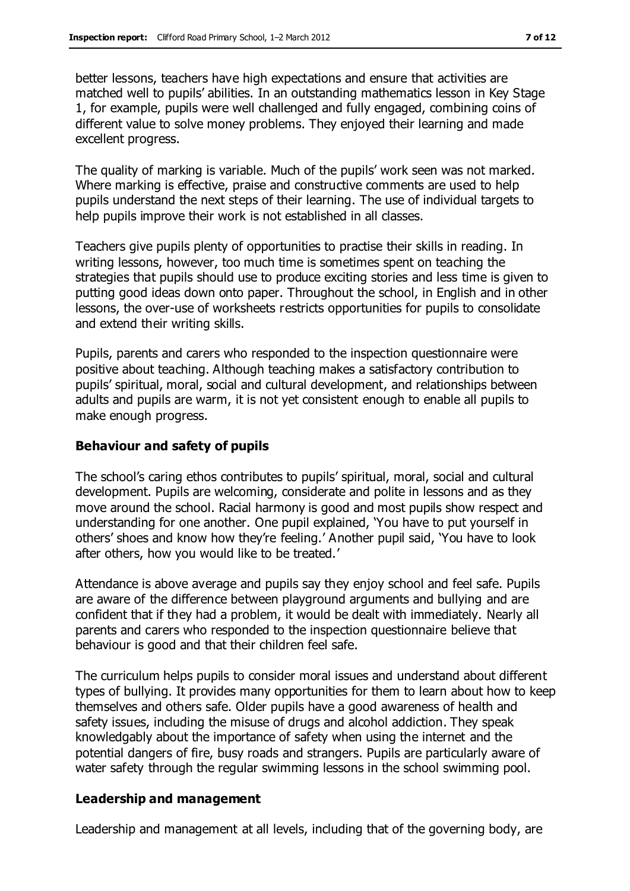better lessons, teachers have high expectations and ensure that activities are matched well to pupils' abilities. In an outstanding mathematics lesson in Key Stage 1, for example, pupils were well challenged and fully engaged, combining coins of different value to solve money problems. They enjoyed their learning and made excellent progress.

The quality of marking is variable. Much of the pupils' work seen was not marked. Where marking is effective, praise and constructive comments are used to help pupils understand the next steps of their learning. The use of individual targets to help pupils improve their work is not established in all classes.

Teachers give pupils plenty of opportunities to practise their skills in reading. In writing lessons, however, too much time is sometimes spent on teaching the strategies that pupils should use to produce exciting stories and less time is given to putting good ideas down onto paper. Throughout the school, in English and in other lessons, the over-use of worksheets restricts opportunities for pupils to consolidate and extend their writing skills.

Pupils, parents and carers who responded to the inspection questionnaire were positive about teaching. Although teaching makes a satisfactory contribution to pupils' spiritual, moral, social and cultural development, and relationships between adults and pupils are warm, it is not yet consistent enough to enable all pupils to make enough progress.

### Behaviour and safety of pupils

The school's caring ethos contributes to pupils' spiritual, moral, social and cultural development. Pupils are welcoming, considerate and polite in lessons and as they move around the school. Racial harmony is good and most pupils show respect and understanding for one another. One pupil explained, 'You have to put yourself in others' shoes and know how they're feeling.' Another pupil said, 'You have to look after others, how you would like to be treated.'

Attendance is above average and pupils say they enjoy school and feel safe. Pupils are aware of the difference between playground arguments and bullying and are confident that if they had a problem, it would be dealt with immediately. Nearly all parents and carers who responded to the inspection questionnaire believe that behaviour is good and that their children feel safe.

The curriculum helps pupils to consider moral issues and understand about different types of bullying. It provides many opportunities for them to learn about how to keep themselves and others safe. Older pupils have a good awareness of health and safety issues, including the misuse of drugs and alcohol addiction. They speak knowledgably about the importance of safety when using the internet and the potential dangers of fire, busy roads and strangers. Pupils are particularly aware of water safety through the regular swimming lessons in the school swimming pool.

### Leadership and management

Leadership and management at all levels, including that of the governing body, are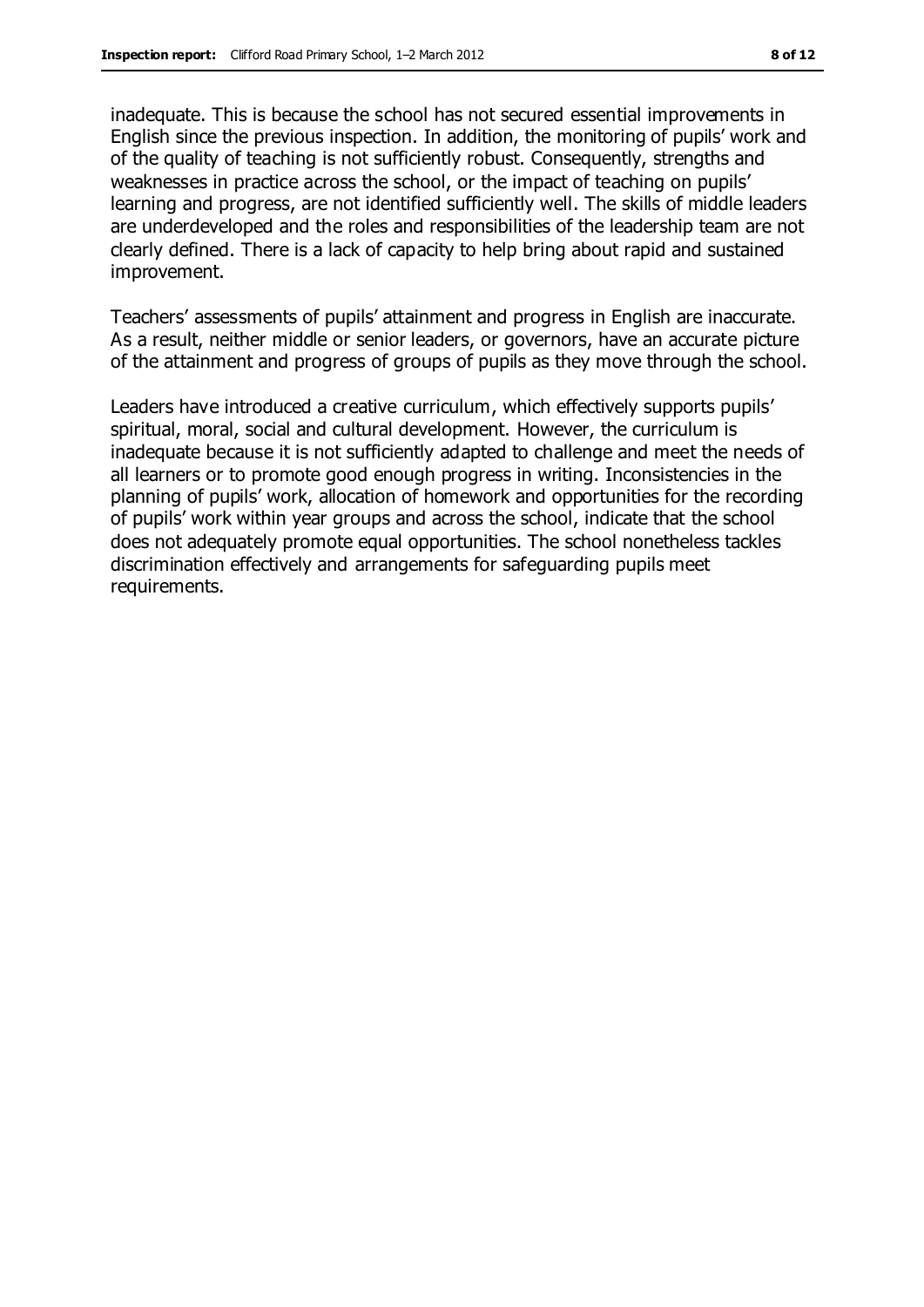inadequate. This is because the school has not secured essential improvements in English since the previous inspection. In addition, the monitoring of pupils' work and of the quality of teaching is not sufficiently robust. Consequently, strengths and weaknesses in practice across the school, or the impact of teaching on pupils' learning and progress, are not identified sufficiently well. The skills of middle leaders are underdeveloped and the roles and responsibilities of the leadership team are not clearly defined. There is a lack of capacity to help bring about rapid and sustained improvement.

Teachers' assessments of pupils' attainment and progress in English are inaccurate. As a result, neither middle or senior leaders, or governors, have an accurate picture of the attainment and progress of groups of pupils as they move through the school.

Leaders have introduced a creative curriculum, which effectively supports pupils' spiritual, moral, social and cultural development. However, the curriculum is inadequate because it is not sufficiently adapted to challenge and meet the needs of all learners or to promote good enough progress in writing. Inconsistencies in the planning of pupils' work, allocation of homework and opportunities for the recording of pupils' work within year groups and across the school, indicate that the school does not adequately promote equal opportunities. The school nonetheless tackles discrimination effectively and arrangements for safeguarding pupils meet requirements.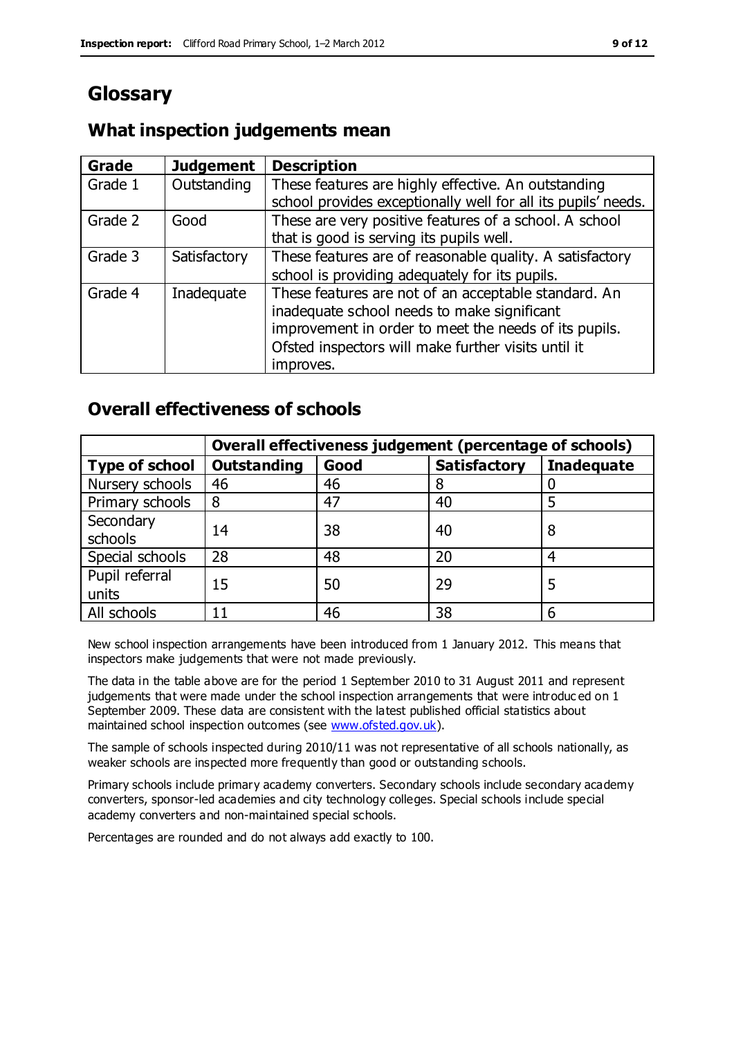# Glossary

## What inspection judgements mean

| Grade | Judgement | Description |
|---|---|---|
| Grade 1 | Outstanding | These features are highly effective. An outstanding school provides exceptionally well for all its pupils' needs. |
| Grade 2 | Good | These are very positive features of a school. A school that is good is serving its pupils well. |
| Grade 3 | Satisfactory | These features are of reasonable quality. A satisfactory school is providing adequately for its pupils. |
| Grade 4 | Inadequate | These features are not of an acceptable standard. An inadequate school needs to make significant improvement in order to meet the needs of its pupils. Ofsted inspectors will make further visits until it improves. |

## Overall effectiveness of schools

| | Overall effectiveness judgement (percentage of schools) | | | |
|---|---|---|---|---|
| **Type of school** | **Outstanding** | **Good** | **Satisfactory** | **Inadequate** |
| Nursery schools | 46 | 46 | 8 | 0 |
| Primary schools | 8 | 47 | 40 | 5 |
| Secondary schools | 14 | 38 | 40 | 8 |
| Special schools | 28 | 48 | 20 | 4 |
| Pupil referral units | 15 | 50 | 29 | 5 |
| All schools | 11 | 46 | 38 | 6 |

New school inspection arrangements have been introduced from 1 January 2012. This means that inspectors make judgements that were not made previously.

The data in the table above are for the period 1 September 2010 to 31 August 2011 and represent judgements that were made under the school inspection arrangements that were introduced on 1 September 2009. These data are consistent with the latest published official statistics about maintained school inspection outcomes (see www.ofsted.gov.uk).

The sample of schools inspected during 2010/11 was not representative of all schools nationally, as weaker schools are inspected more frequently than good or outstanding schools.

Primary schools include primary academy converters. Secondary schools include secondary academy converters, sponsor-led academies and city technology colleges. Special schools include special academy converters and non-maintained special schools.

Percentages are rounded and do not always add exactly to 100.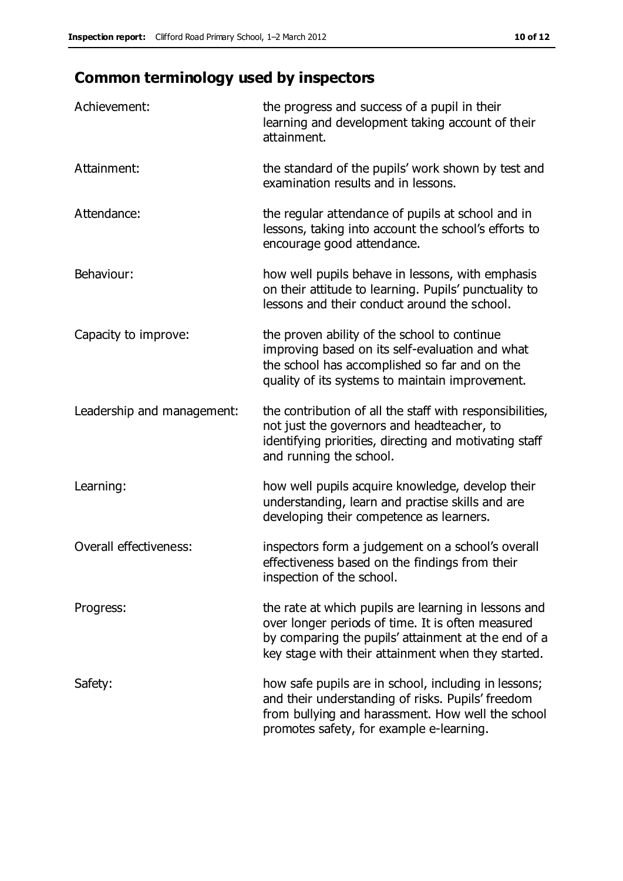## Common terminology used by inspectors

| | |
|---|---|
| Achievement: | the progress and success of a pupil in their learning and development taking account of their attainment. |
| Attainment: | the standard of the pupils' work shown by test and examination results and in lessons. |
| Attendance: | the regular attendance of pupils at school and in lessons, taking into account the school's efforts to encourage good attendance. |
| Behaviour: | how well pupils behave in lessons, with emphasis on their attitude to learning. Pupils' punctuality to lessons and their conduct around the school. |
| Capacity to improve: | the proven ability of the school to continue improving based on its self-evaluation and what the school has accomplished so far and on the quality of its systems to maintain improvement. |
| Leadership and management: | the contribution of all the staff with responsibilities, not just the governors and headteacher, to identifying priorities, directing and motivating staff and running the school. |
| Learning: | how well pupils acquire knowledge, develop their understanding, learn and practise skills and are developing their competence as learners. |
| Overall effectiveness: | inspectors form a judgement on a school's overall effectiveness based on the findings from their inspection of the school. |
| Progress: | the rate at which pupils are learning in lessons and over longer periods of time. It is often measured by comparing the pupils' attainment at the end of a key stage with their attainment when they started. |
| Safety: | how safe pupils are in school, including in lessons; and their understanding of risks. Pupils' freedom from bullying and harassment. How well the school promotes safety, for example e-learning. |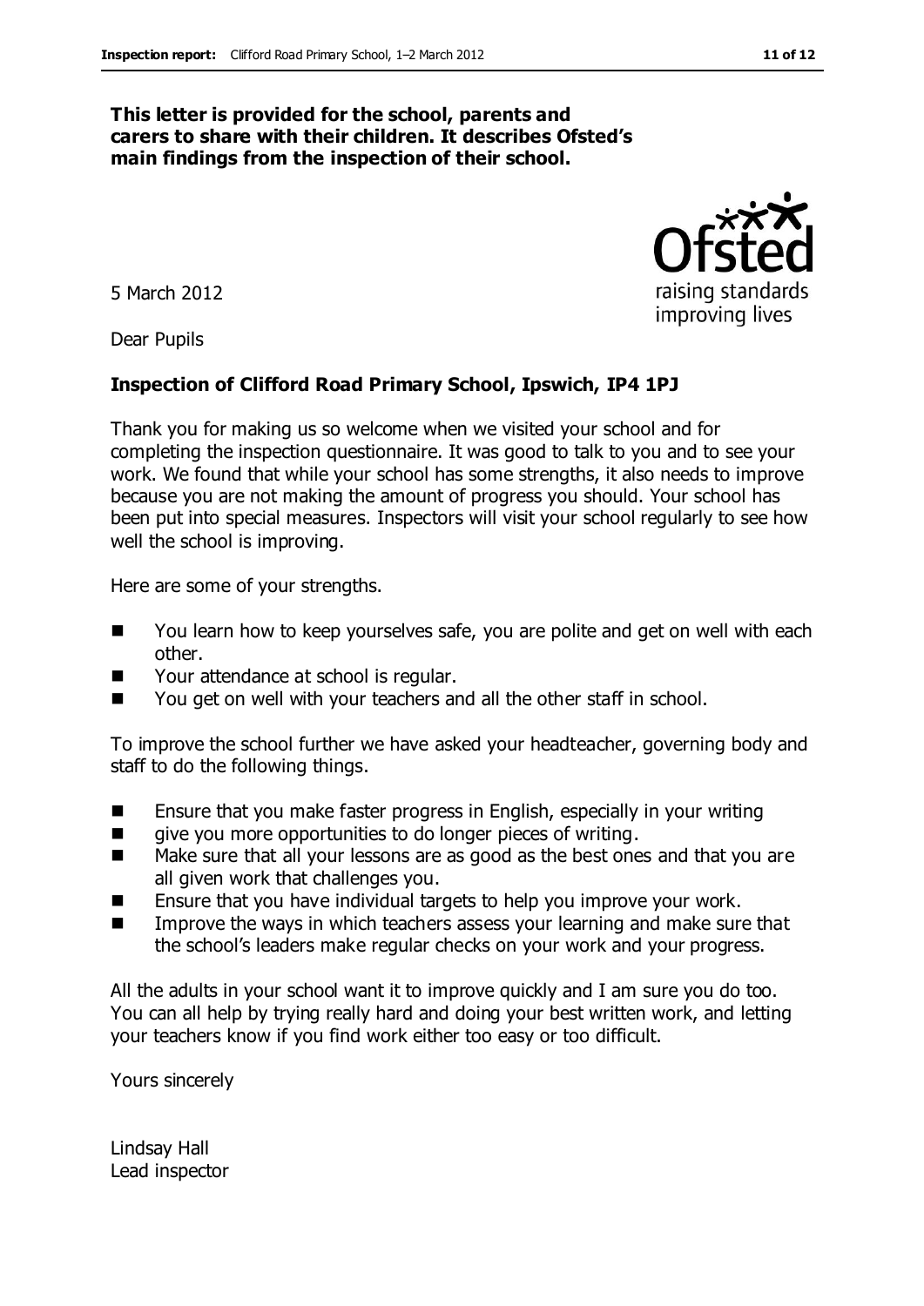**This letter is provided for the school, parents and carers to share with their children. It describes Ofsted's main findings from the inspection of their school.**

5 March 2012

Dear Pupils

**Inspection of Clifford Road Primary School, Ipswich, IP4 1PJ**

Thank you for making us so welcome when we visited your school and for completing the inspection questionnaire. It was good to talk to you and to see your work. We found that while your school has some strengths, it also needs to improve because you are not making the amount of progress you should. Your school has been put into special measures. Inspectors will visit your school regularly to see how well the school is improving.

Here are some of your strengths.

- You learn how to keep yourselves safe, you are polite and get on well with each other.
- Your attendance at school is regular.
- You get on well with your teachers and all the other staff in school.

To improve the school further we have asked your headteacher, governing body and staff to do the following things.

- Ensure that you make faster progress in English, especially in your writing
- give you more opportunities to do longer pieces of writing.
- Make sure that all your lessons are as good as the best ones and that you are all given work that challenges you.
- Ensure that you have individual targets to help you improve your work.
- Improve the ways in which teachers assess your learning and make sure that the school's leaders make regular checks on your work and your progress.

All the adults in your school want it to improve quickly and I am sure you do too. You can all help by trying really hard and doing your best written work, and letting your teachers know if you find work either too easy or too difficult.

Yours sincerely

Lindsay Hall
Lead inspector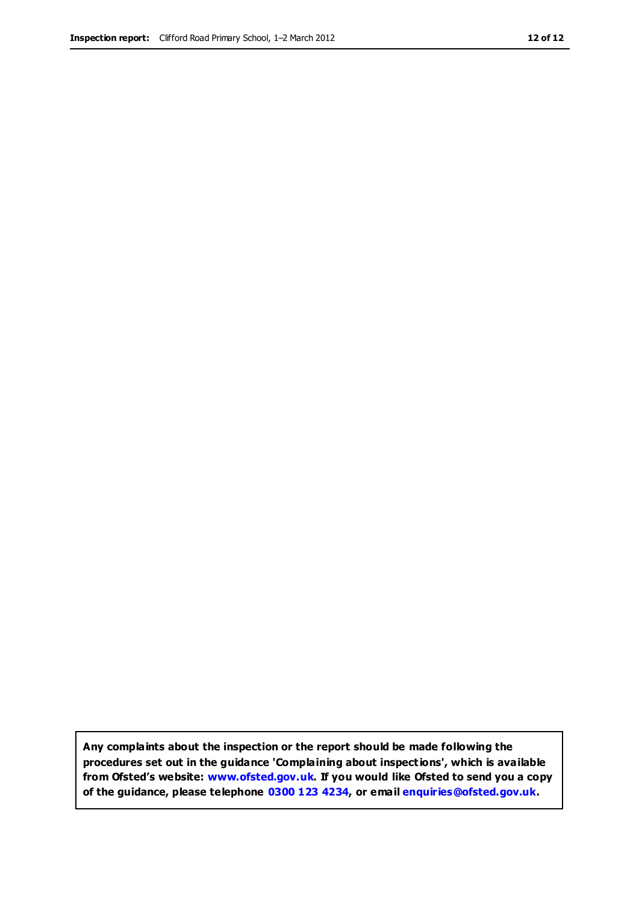**Any complaints about the inspection or the report should be made following the procedures set out in the guidance 'Complaining about inspections', which is available from Ofsted's website: www.ofsted.gov.uk. If you would like Ofsted to send you a copy of the guidance, please telephone 0300 123 4234, or email enquiries@ofsted.gov.uk.**